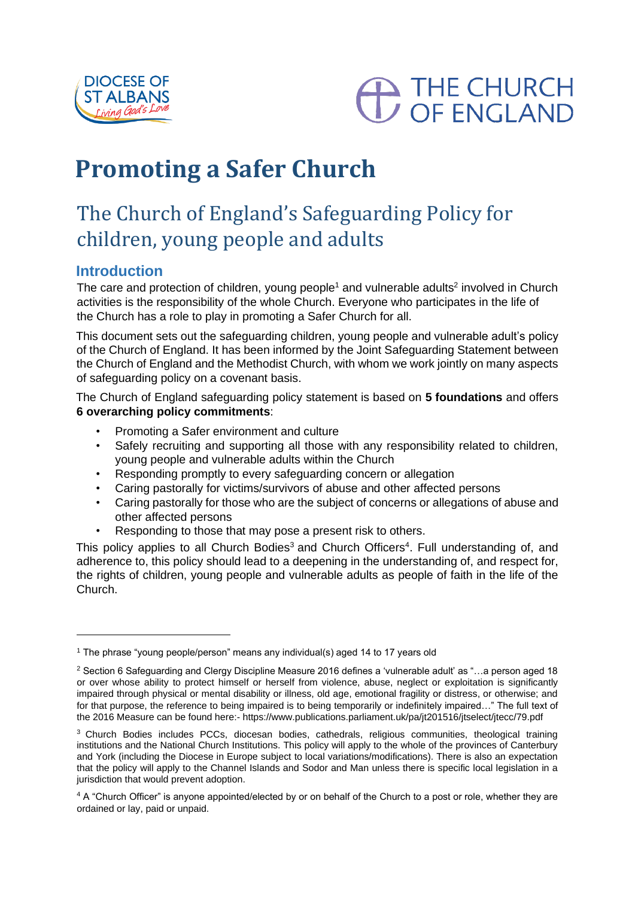DIOCESE OF ST ALBANS *Living God's Love*

THE CHURCH OF ENGLAND

# Promoting a Safer Church

## The Church of England's Safeguarding Policy for children, young people and adults

### Introduction

The care and protection of children, young people[1] and vulnerable adults[2] involved in Church activities is the responsibility of the whole Church. Everyone who participates in the life of the Church has a role to play in promoting a Safer Church for all.

This document sets out the safeguarding children, young people and vulnerable adult's policy of the Church of England. It has been informed by the Joint Safeguarding Statement between the Church of England and the Methodist Church, with whom we work jointly on many aspects of safeguarding policy on a covenant basis.

The Church of England safeguarding policy statement is based on **5 foundations** and offers **6 overarching policy commitments**:

- Promoting a Safer environment and culture
- Safely recruiting and supporting all those with any responsibility related to children, young people and vulnerable adults within the Church
- Responding promptly to every safeguarding concern or allegation
- Caring pastorally for victims/survivors of abuse and other affected persons
- Caring pastorally for those who are the subject of concerns or allegations of abuse and other affected persons
- Responding to those that may pose a present risk to others.

This policy applies to all Church Bodies[3] and Church Officers[4]. Full understanding of, and adherence to, this policy should lead to a deepening in the understanding of, and respect for, the rights of children, young people and vulnerable adults as people of faith in the life of the Church.

---

[1] The phrase "young people/person" means any individual(s) aged 14 to 17 years old

[2] Section 6 Safeguarding and Clergy Discipline Measure 2016 defines a 'vulnerable adult' as "…a person aged 18 or over whose ability to protect himself or herself from violence, abuse, neglect or exploitation is significantly impaired through physical or mental disability or illness, old age, emotional fragility or distress, or otherwise; and for that purpose, the reference to being impaired is to being temporarily or indefinitely impaired…" The full text of the 2016 Measure can be found here:- https://www.publications.parliament.uk/pa/jt201516/jtselect/jtecc/79.pdf

[3] Church Bodies includes PCCs, diocesan bodies, cathedrals, religious communities, theological training institutions and the National Church Institutions. This policy will apply to the whole of the provinces of Canterbury and York (including the Diocese in Europe subject to local variations/modifications). There is also an expectation that the policy will apply to the Channel Islands and Sodor and Man unless there is specific local legislation in a jurisdiction that would prevent adoption.

[4] A "Church Officer" is anyone appointed/elected by or on behalf of the Church to a post or role, whether they are ordained or lay, paid or unpaid.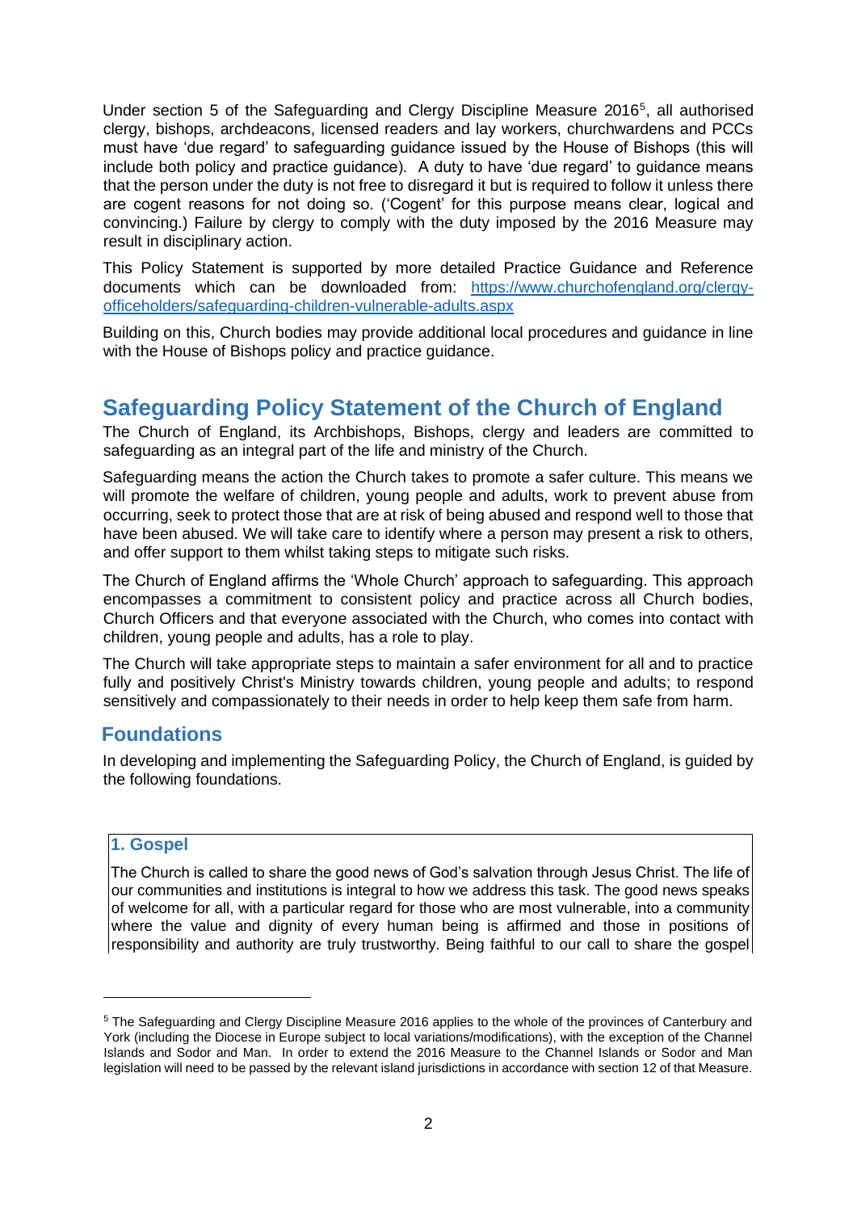Under section 5 of the Safeguarding and Clergy Discipline Measure 2016[5], all authorised clergy, bishops, archdeacons, licensed readers and lay workers, churchwardens and PCCs must have 'due regard' to safeguarding guidance issued by the House of Bishops (this will include both policy and practice guidance). A duty to have 'due regard' to guidance means that the person under the duty is not free to disregard it but is required to follow it unless there are cogent reasons for not doing so. ('Cogent' for this purpose means clear, logical and convincing.) Failure by clergy to comply with the duty imposed by the 2016 Measure may result in disciplinary action.

This Policy Statement is supported by more detailed Practice Guidance and Reference documents which can be downloaded from: [https://www.churchofengland.org/clergy-officeholders/safeguarding-children-vulnerable-adults.aspx](https://www.churchofengland.org/clergy-officeholders/safeguarding-children-vulnerable-adults.aspx)

Building on this, Church bodies may provide additional local procedures and guidance in line with the House of Bishops policy and practice guidance.

# Safeguarding Policy Statement of the Church of England

The Church of England, its Archbishops, Bishops, clergy and leaders are committed to safeguarding as an integral part of the life and ministry of the Church.

Safeguarding means the action the Church takes to promote a safer culture. This means we will promote the welfare of children, young people and adults, work to prevent abuse from occurring, seek to protect those that are at risk of being abused and respond well to those that have been abused. We will take care to identify where a person may present a risk to others, and offer support to them whilst taking steps to mitigate such risks.

The Church of England affirms the 'Whole Church' approach to safeguarding. This approach encompasses a commitment to consistent policy and practice across all Church bodies, Church Officers and that everyone associated with the Church, who comes into contact with children, young people and adults, has a role to play.

The Church will take appropriate steps to maintain a safer environment for all and to practice fully and positively Christ's Ministry towards children, young people and adults; to respond sensitively and compassionately to their needs in order to help keep them safe from harm.

## Foundations

In developing and implementing the Safeguarding Policy, the Church of England, is guided by the following foundations.

### 1. Gospel

The Church is called to share the good news of God's salvation through Jesus Christ. The life of our communities and institutions is integral to how we address this task. The good news speaks of welcome for all, with a particular regard for those who are most vulnerable, into a community where the value and dignity of every human being is affirmed and those in positions of responsibility and authority are truly trustworthy. Being faithful to our call to share the gospel

---

[5] The Safeguarding and Clergy Discipline Measure 2016 applies to the whole of the provinces of Canterbury and York (including the Diocese in Europe subject to local variations/modifications), with the exception of the Channel Islands and Sodor and Man. In order to extend the 2016 Measure to the Channel Islands or Sodor and Man legislation will need to be passed by the relevant island jurisdictions in accordance with section 12 of that Measure.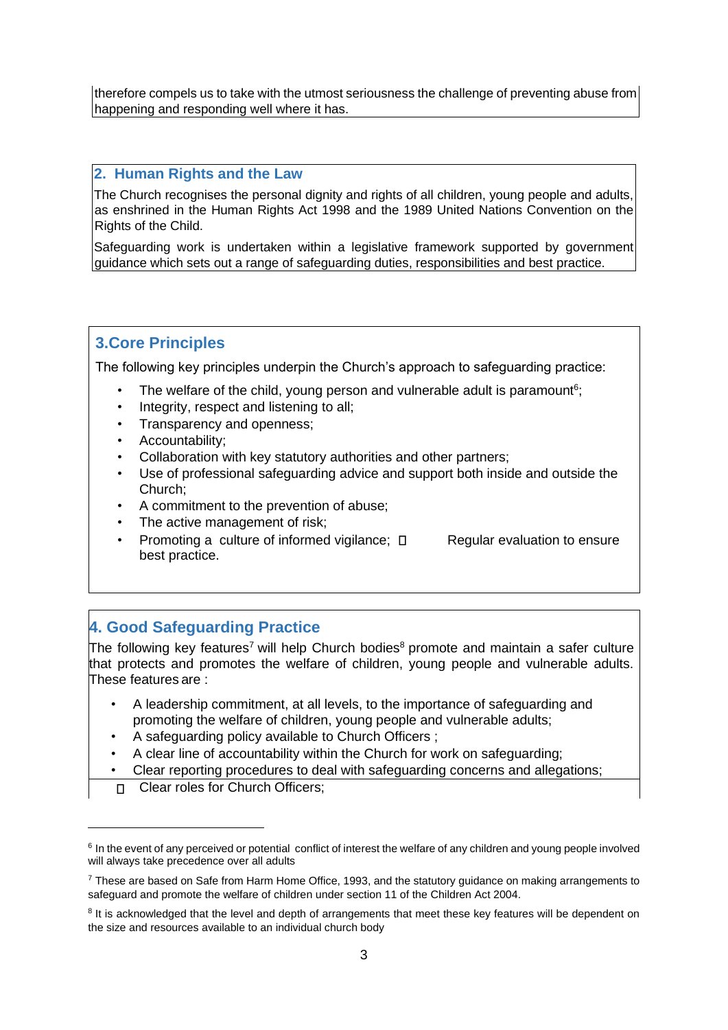therefore compels us to take with the utmost seriousness the challenge of preventing abuse from happening and responding well where it has.

## 2. Human Rights and the Law

The Church recognises the personal dignity and rights of all children, young people and adults, as enshrined in the Human Rights Act 1998 and the 1989 United Nations Convention on the Rights of the Child.

Safeguarding work is undertaken within a legislative framework supported by government guidance which sets out a range of safeguarding duties, responsibilities and best practice.

## 3. Core Principles

The following key principles underpin the Church's approach to safeguarding practice:

- The welfare of the child, young person and vulnerable adult is paramount[6];
- Integrity, respect and listening to all;
- Transparency and openness;
- Accountability;
- Collaboration with key statutory authorities and other partners;
- Use of professional safeguarding advice and support both inside and outside the Church;
- A commitment to the prevention of abuse;
- The active management of risk;
- Promoting a culture of informed vigilance;
- Regular evaluation to ensure best practice.

## 4. Good Safeguarding Practice

The following key features[7] will help Church bodies[8] promote and maintain a safer culture that protects and promotes the welfare of children, young people and vulnerable adults. These features are :

- A leadership commitment, at all levels, to the importance of safeguarding and promoting the welfare of children, young people and vulnerable adults;
- A safeguarding policy available to Church Officers ;
- A clear line of accountability within the Church for work on safeguarding;
- Clear reporting procedures to deal with safeguarding concerns and allegations;
- Clear roles for Church Officers;

---

[6] In the event of any perceived or potential conflict of interest the welfare of any children and young people involved will always take precedence over all adults

[7] These are based on Safe from Harm Home Office, 1993, and the statutory guidance on making arrangements to safeguard and promote the welfare of children under section 11 of the Children Act 2004.

[8] It is acknowledged that the level and depth of arrangements that meet these key features will be dependent on the size and resources available to an individual church body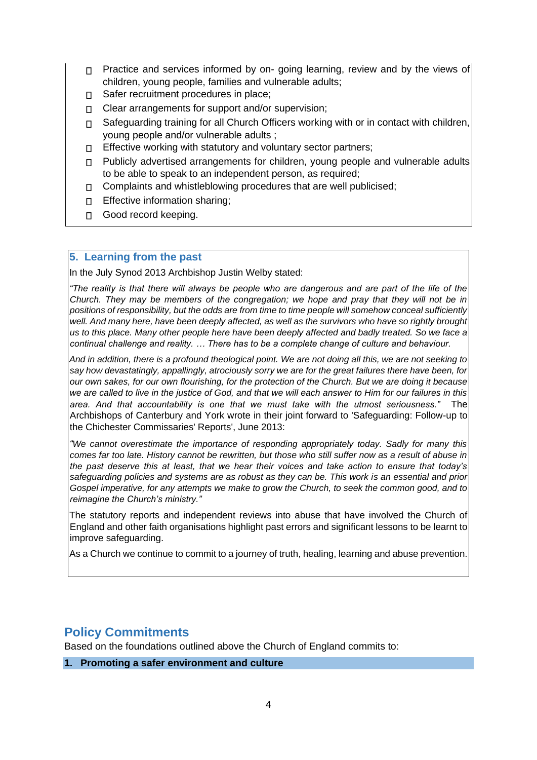- Practice and services informed by on- going learning, review and by the views of children, young people, families and vulnerable adults;
- Safer recruitment procedures in place;
- Clear arrangements for support and/or supervision;
- Safeguarding training for all Church Officers working with or in contact with children, young people and/or vulnerable adults ;
- Effective working with statutory and voluntary sector partners;
- Publicly advertised arrangements for children, young people and vulnerable adults to be able to speak to an independent person, as required;
- Complaints and whistleblowing procedures that are well publicised;
- Effective information sharing;
- Good record keeping.

## 5. Learning from the past

In the July Synod 2013 Archbishop Justin Welby stated:

*"The reality is that there will always be people who are dangerous and are part of the life of the Church. They may be members of the congregation; we hope and pray that they will not be in positions of responsibility, but the odds are from time to time people will somehow conceal sufficiently well. And many here, have been deeply affected, as well as the survivors who have so rightly brought us to this place. Many other people here have been deeply affected and badly treated. So we face a continual challenge and reality. … There has to be a complete change of culture and behaviour.*

*And in addition, there is a profound theological point. We are not doing all this, we are not seeking to say how devastatingly, appallingly, atrociously sorry we are for the great failures there have been, for our own sakes, for our own flourishing, for the protection of the Church. But we are doing it because we are called to live in the justice of God, and that we will each answer to Him for our failures in this area. And that accountability is one that we must take with the utmost seriousness."* The Archbishops of Canterbury and York wrote in their joint forward to 'Safeguarding: Follow-up to the Chichester Commissaries' Reports', June 2013:

*"We cannot overestimate the importance of responding appropriately today. Sadly for many this comes far too late. History cannot be rewritten, but those who still suffer now as a result of abuse in the past deserve this at least, that we hear their voices and take action to ensure that today's safeguarding policies and systems are as robust as they can be. This work is an essential and prior Gospel imperative, for any attempts we make to grow the Church, to seek the common good, and to reimagine the Church's ministry."*

The statutory reports and independent reviews into abuse that have involved the Church of England and other faith organisations highlight past errors and significant lessons to be learnt to improve safeguarding.

As a Church we continue to commit to a journey of truth, healing, learning and abuse prevention.

# Policy Commitments

Based on the foundations outlined above the Church of England commits to:

### 1. Promoting a safer environment and culture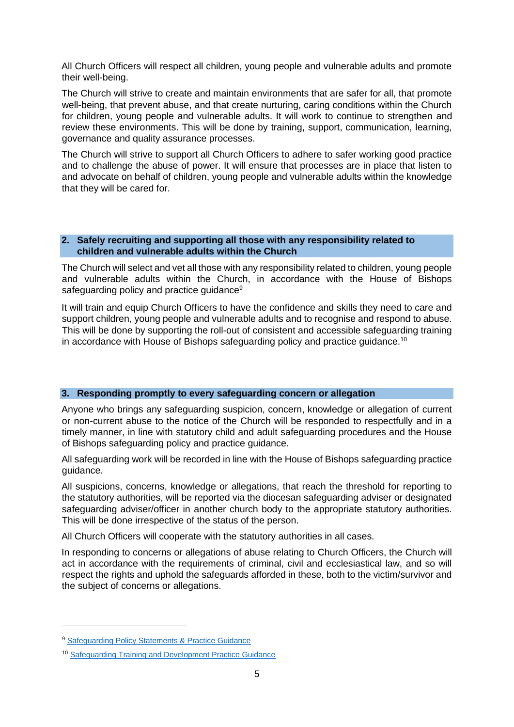All Church Officers will respect all children, young people and vulnerable adults and promote their well-being.

The Church will strive to create and maintain environments that are safer for all, that promote well-being, that prevent abuse, and that create nurturing, caring conditions within the Church for children, young people and vulnerable adults. It will work to continue to strengthen and review these environments. This will be done by training, support, communication, learning, governance and quality assurance processes.

The Church will strive to support all Church Officers to adhere to safer working good practice and to challenge the abuse of power. It will ensure that processes are in place that listen to and advocate on behalf of children, young people and vulnerable adults within the knowledge that they will be cared for.

## 2. Safely recruiting and supporting all those with any responsibility related to children and vulnerable adults within the Church

The Church will select and vet all those with any responsibility related to children, young people and vulnerable adults within the Church, in accordance with the House of Bishops safeguarding policy and practice guidance[9]

It will train and equip Church Officers to have the confidence and skills they need to care and support children, young people and vulnerable adults and to recognise and respond to abuse. This will be done by supporting the roll-out of consistent and accessible safeguarding training in accordance with House of Bishops safeguarding policy and practice guidance.[10]

## 3. Responding promptly to every safeguarding concern or allegation

Anyone who brings any safeguarding suspicion, concern, knowledge or allegation of current or non-current abuse to the notice of the Church will be responded to respectfully and in a timely manner, in line with statutory child and adult safeguarding procedures and the House of Bishops safeguarding policy and practice guidance.

All safeguarding work will be recorded in line with the House of Bishops safeguarding practice guidance.

All suspicions, concerns, knowledge or allegations, that reach the threshold for reporting to the statutory authorities, will be reported via the diocesan safeguarding adviser or designated safeguarding adviser/officer in another church body to the appropriate statutory authorities. This will be done irrespective of the status of the person.

All Church Officers will cooperate with the statutory authorities in all cases.

In responding to concerns or allegations of abuse relating to Church Officers, the Church will act in accordance with the requirements of criminal, civil and ecclesiastical law, and so will respect the rights and uphold the safeguards afforded in these, both to the victim/survivor and the subject of concerns or allegations.

---

[9] Safeguarding Policy Statements & Practice Guidance

[10] Safeguarding Training and Development Practice Guidance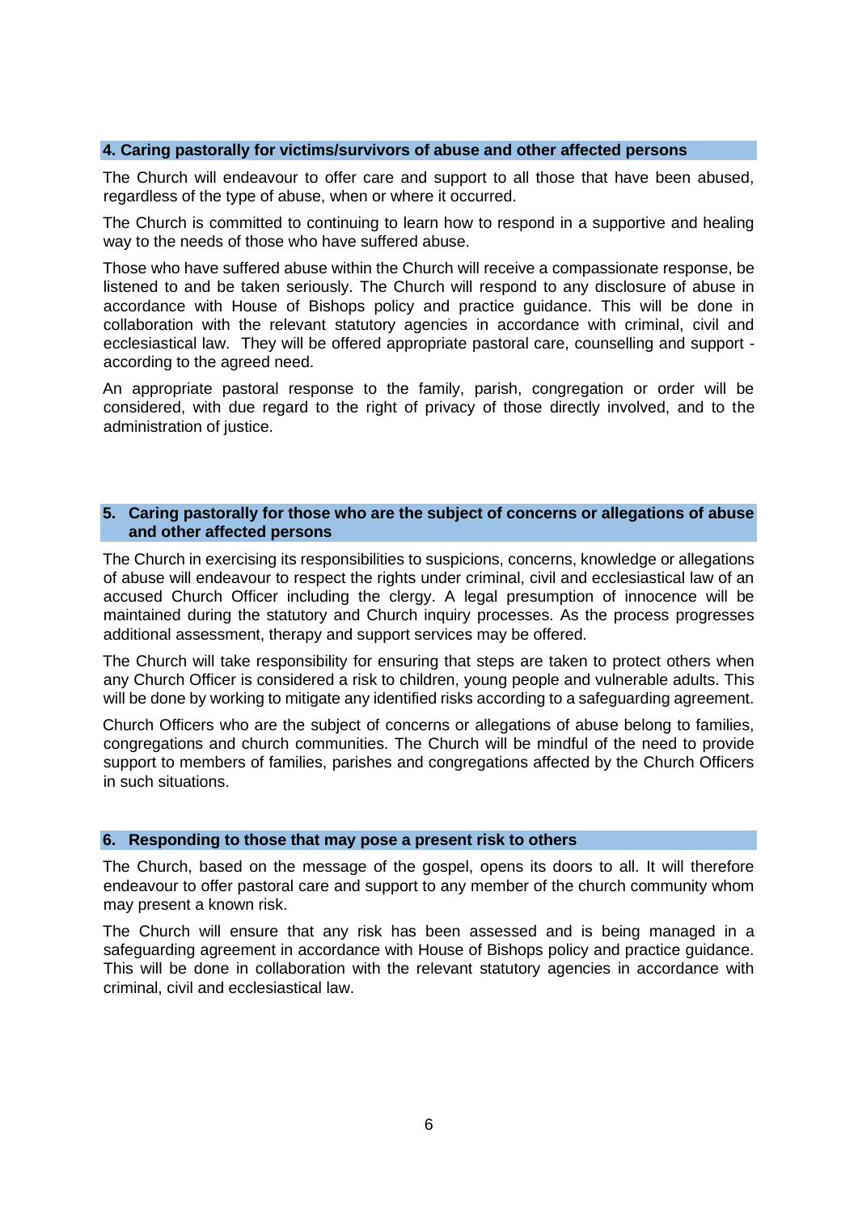## 4. Caring pastorally for victims/survivors of abuse and other affected persons

The Church will endeavour to offer care and support to all those that have been abused, regardless of the type of abuse, when or where it occurred.

The Church is committed to continuing to learn how to respond in a supportive and healing way to the needs of those who have suffered abuse.

Those who have suffered abuse within the Church will receive a compassionate response, be listened to and be taken seriously. The Church will respond to any disclosure of abuse in accordance with House of Bishops policy and practice guidance. This will be done in collaboration with the relevant statutory agencies in accordance with criminal, civil and ecclesiastical law. They will be offered appropriate pastoral care, counselling and support - according to the agreed need.

An appropriate pastoral response to the family, parish, congregation or order will be considered, with due regard to the right of privacy of those directly involved, and to the administration of justice.

## 5. Caring pastorally for those who are the subject of concerns or allegations of abuse and other affected persons

The Church in exercising its responsibilities to suspicions, concerns, knowledge or allegations of abuse will endeavour to respect the rights under criminal, civil and ecclesiastical law of an accused Church Officer including the clergy. A legal presumption of innocence will be maintained during the statutory and Church inquiry processes. As the process progresses additional assessment, therapy and support services may be offered.

The Church will take responsibility for ensuring that steps are taken to protect others when any Church Officer is considered a risk to children, young people and vulnerable adults. This will be done by working to mitigate any identified risks according to a safeguarding agreement.

Church Officers who are the subject of concerns or allegations of abuse belong to families, congregations and church communities. The Church will be mindful of the need to provide support to members of families, parishes and congregations affected by the Church Officers in such situations.

## 6. Responding to those that may pose a present risk to others

The Church, based on the message of the gospel, opens its doors to all. It will therefore endeavour to offer pastoral care and support to any member of the church community whom may present a known risk.

The Church will ensure that any risk has been assessed and is being managed in a safeguarding agreement in accordance with House of Bishops policy and practice guidance. This will be done in collaboration with the relevant statutory agencies in accordance with criminal, civil and ecclesiastical law.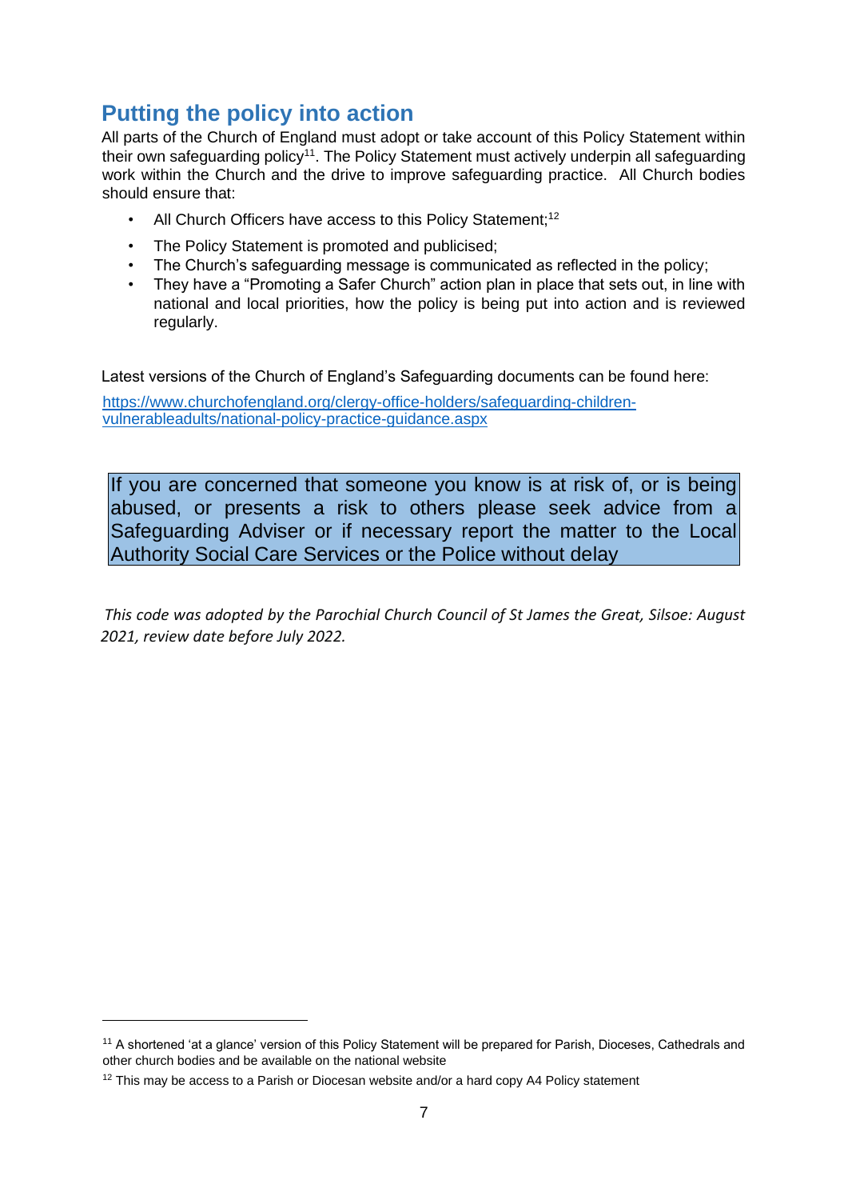## Putting the policy into action

All parts of the Church of England must adopt or take account of this Policy Statement within their own safeguarding policy[11]. The Policy Statement must actively underpin all safeguarding work within the Church and the drive to improve safeguarding practice. All Church bodies should ensure that:

- All Church Officers have access to this Policy Statement;[12]
- The Policy Statement is promoted and publicised;
- The Church's safeguarding message is communicated as reflected in the policy;
- They have a "Promoting a Safer Church" action plan in place that sets out, in line with national and local priorities, how the policy is being put into action and is reviewed regularly.

Latest versions of the Church of England's Safeguarding documents can be found here:

https://www.churchofengland.org/clergy-office-holders/safeguarding-children-vulnerableadults/national-policy-practice-guidance.aspx

> If you are concerned that someone you know is at risk of, or is being abused, or presents a risk to others please seek advice from a Safeguarding Adviser or if necessary report the matter to the Local Authority Social Care Services or the Police without delay

*This code was adopted by the Parochial Church Council of St James the Great, Silsoe: August 2021, review date before July 2022.*

---

[11] A shortened 'at a glance' version of this Policy Statement will be prepared for Parish, Dioceses, Cathedrals and other church bodies and be available on the national website

[12] This may be access to a Parish or Diocesan website and/or a hard copy A4 Policy statement